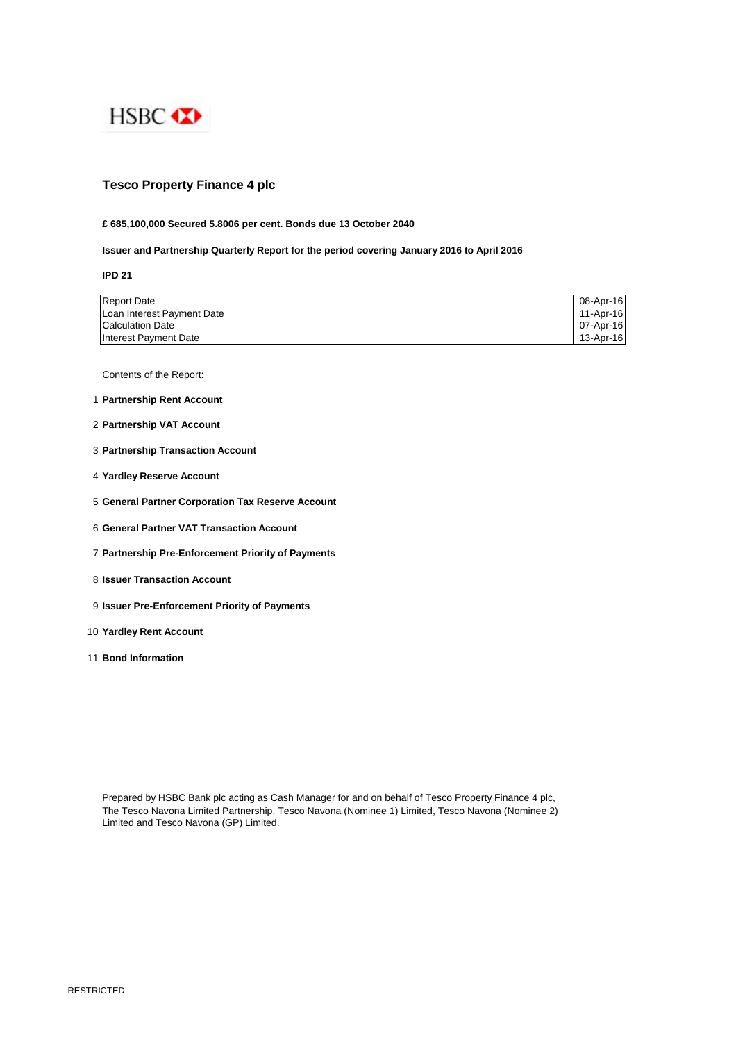HSBC

# Tesco Property Finance 4 plc

**£ 685,100,000 Secured 5.8006 per cent. Bonds due 13 October 2040**

**Issuer and Partnership Quarterly Report for the period covering January 2016 to April 2016**

**IPD 21**

| | |
|---|---|
| Report Date | 08-Apr-16 |
| Loan Interest Payment Date | 11-Apr-16 |
| Calculation Date | 07-Apr-16 |
| Interest Payment Date | 13-Apr-16 |

Contents of the Report:

1. **Partnership Rent Account**
2. **Partnership VAT Account**
3. **Partnership Transaction Account**
4. **Yardley Reserve Account**
5. **General Partner Corporation Tax Reserve Account**
6. **General Partner VAT Transaction Account**
7. **Partnership Pre-Enforcement Priority of Payments**
8. **Issuer Transaction Account**
9. **Issuer Pre-Enforcement Priority of Payments**
10. **Yardley Rent Account**
11. **Bond Information**

Prepared by HSBC Bank plc acting as Cash Manager for and on behalf of Tesco Property Finance 4 plc, The Tesco Navona Limited Partnership, Tesco Navona (Nominee 1) Limited, Tesco Navona (Nominee 2) Limited and Tesco Navona (GP) Limited.

RESTRICTED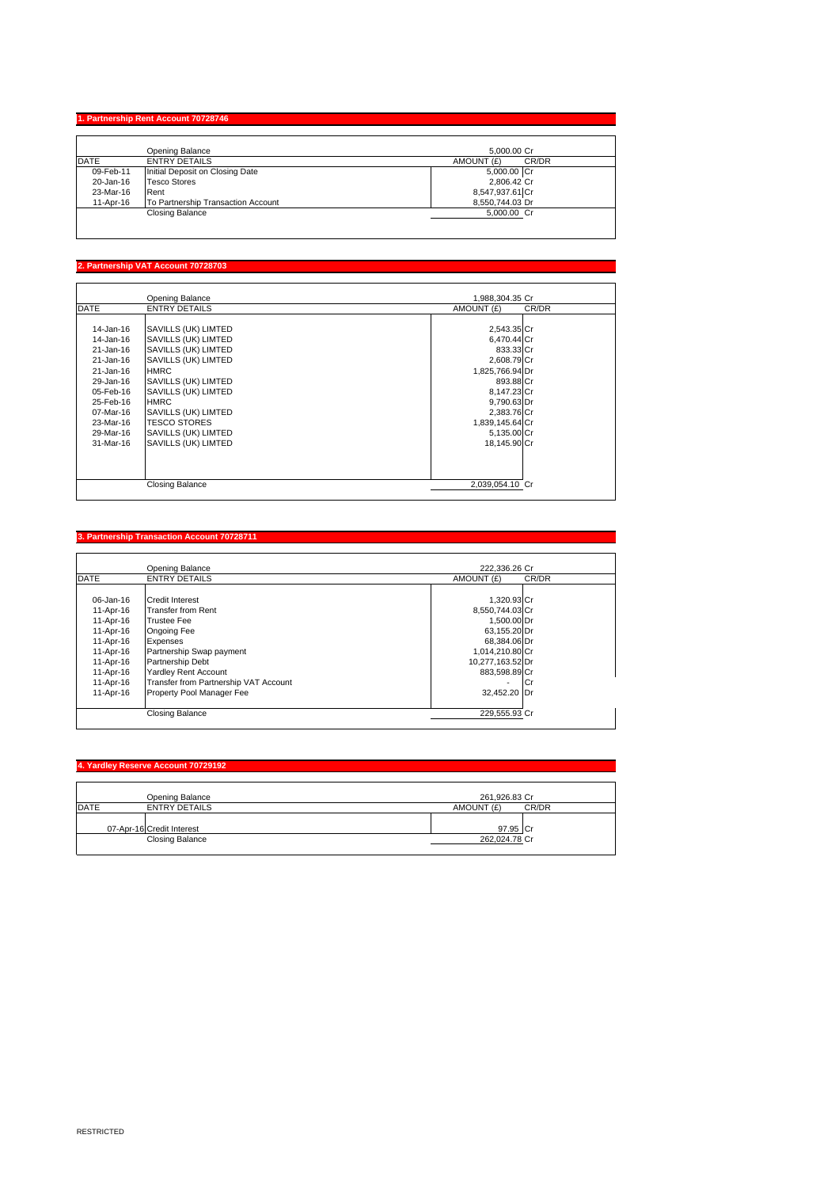## 1. Partnership Rent Account 70728746

| DATE | ENTRY DETAILS | AMOUNT (£) | CR/DR |
|---|---|---|---|
| | Opening Balance | 5,000.00 | Cr |
| 09-Feb-11 | Initial Deposit on Closing Date | 5,000.00 | Cr |
| 20-Jan-16 | Tesco Stores | 2,806.42 | Cr |
| 23-Mar-16 | Rent | 8,547,937.61 | Cr |
| 11-Apr-16 | To Partnership Transaction Account | 8,550,744.03 | Dr |
| | Closing Balance | 5,000.00 | Cr |

## 2. Partnership VAT Account 70728703

| DATE | ENTRY DETAILS | AMOUNT (£) | CR/DR |
|---|---|---|---|
| | Opening Balance | 1,988,304.35 | Cr |
| 14-Jan-16 | SAVILLS (UK) LIMTED | 2,543.35 | Cr |
| 14-Jan-16 | SAVILLS (UK) LIMTED | 6,470.44 | Cr |
| 21-Jan-16 | SAVILLS (UK) LIMTED | 833.33 | Cr |
| 21-Jan-16 | SAVILLS (UK) LIMTED | 2,608.79 | Cr |
| 21-Jan-16 | HMRC | 1,825,766.94 | Dr |
| 29-Jan-16 | SAVILLS (UK) LIMTED | 893.88 | Cr |
| 05-Feb-16 | SAVILLS (UK) LIMTED | 8,147.23 | Cr |
| 25-Feb-16 | HMRC | 9,790.63 | Dr |
| 07-Mar-16 | SAVILLS (UK) LIMTED | 2,383.76 | Cr |
| 23-Mar-16 | TESCO STORES | 1,839,145.64 | Cr |
| 29-Mar-16 | SAVILLS (UK) LIMTED | 5,135.00 | Cr |
| 31-Mar-16 | SAVILLS (UK) LIMTED | 18,145.90 | Cr |
| | Closing Balance | 2,039,054.10 | Cr |

## 3. Partnership Transaction Account 70728711

| DATE | ENTRY DETAILS | AMOUNT (£) | CR/DR |
|---|---|---|---|
| | Opening Balance | 222,336.26 | Cr |
| 06-Jan-16 | Credit Interest | 1,320.93 | Cr |
| 11-Apr-16 | Transfer from Rent | 8,550,744.03 | Cr |
| 11-Apr-16 | Trustee Fee | 1,500.00 | Dr |
| 11-Apr-16 | Ongoing Fee | 63,155.20 | Dr |
| 11-Apr-16 | Expenses | 68,384.06 | Dr |
| 11-Apr-16 | Partnership Swap payment | 1,014,210.80 | Cr |
| 11-Apr-16 | Partnership Debt | 10,277,163.52 | Dr |
| 11-Apr-16 | Yardley Rent Account | 883,598.89 | Cr |
| 11-Apr-16 | Transfer from Partnership VAT Account | - | Cr |
| 11-Apr-16 | Property Pool Manager Fee | 32,452.20 | Dr |
| | Closing Balance | 229,555.93 | Cr |

## 4. Yardley Reserve Account 70729192

| DATE | ENTRY DETAILS | AMOUNT (£) | CR/DR |
|---|---|---|---|
| | Opening Balance | 261,926.83 | Cr |
| 07-Apr-16 | Credit Interest | 97.95 | Cr |
| | Closing Balance | 262,024.78 | Cr |

RESTRICTED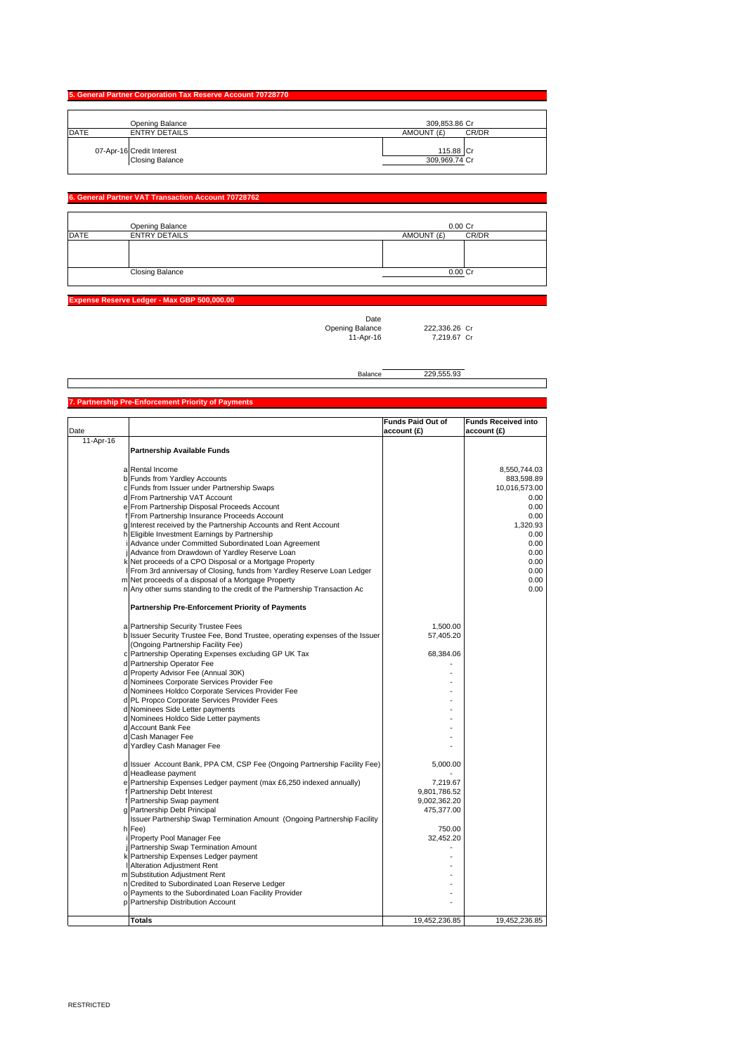## 5. General Partner Corporation Tax Reserve Account 70728770

| DATE | ENTRY DETAILS | AMOUNT (£) | CR/DR |
|---|---|---|---|
| | Opening Balance | 309,853.86 | Cr |
| 07-Apr-16 | Credit Interest | 115.88 | Cr |
| | Closing Balance | 309,969.74 | Cr |

## 6. General Partner VAT Transaction Account 70728762

| DATE | ENTRY DETAILS | AMOUNT (£) | CR/DR |
|---|---|---|---|
| | Opening Balance | 0.00 | Cr |
| | Closing Balance | 0.00 | Cr |

## Expense Reserve Ledger - Max GBP 500,000.00

| Date | | |
|---|---|---|
| Opening Balance | 222,336.26 | Cr |
| 11-Apr-16 | 7,219.67 | Cr |
| Balance | 229,555.93 | |

## 7. Partnership Pre-Enforcement Priority of Payments

| Date | | | Funds Paid Out of account (£) | Funds Received into account (£) |
|---|---|---|---|---|
| 11-Apr-16 | | **Partnership Available Funds** | | |
| | a | Rental Income | | 8,550,744.03 |
| | b | Funds from Yardley Accounts | | 883,598.89 |
| | c | Funds from Issuer under Partnership Swaps | | 10,016,573.00 |
| | d | From Partnership VAT Account | | 0.00 |
| | e | From Partnership Disposal Proceeds Account | | 0.00 |
| | f | From Partnership Insurance Proceeds Account | | 0.00 |
| | g | Interest received by the Partnership Accounts and Rent Account | | 1,320.93 |
| | h | Eligible Investment Earnings by Partnership | | 0.00 |
| | i | Advance under Committed Subordinated Loan Agreement | | 0.00 |
| | j | Advance from Drawdown of Yardley Reserve Loan | | 0.00 |
| | k | Net proceeds of a CPO Disposal or a Mortgage Property | | 0.00 |
| | l | From 3rd anniversay of Closing, funds from Yardley Reserve Loan Ledger | | 0.00 |
| | m | Net proceeds of a disposal of a Mortgage Property | | 0.00 |
| | n | Any other sums standing to the credit of the Partnership Transaction Ac | | 0.00 |
| | | **Partnership Pre-Enforcement Priority of Payments** | | |
| | a | Partnership Security Trustee Fees | 1,500.00 | |
| | b | Issuer Security Trustee Fee, Bond Trustee, operating expenses of the Issuer (Ongoing Partnership Facility Fee) | 57,405.20 | |
| | c | Partnership Operating Expenses excluding GP UK Tax | 68,384.06 | |
| | d | Partnership Operator Fee | - | |
| | d | Property Advisor Fee (Annual 30K) | - | |
| | d | Nominees Corporate Services Provider Fee | - | |
| | d | Nominees Holdco Corporate Services Provider Fee | - | |
| | d | PL Propco Corporate Services Provider Fees | - | |
| | d | Nominees Side Letter payments | - | |
| | d | Nominees Holdco Side Letter payments | - | |
| | d | Account Bank Fee | - | |
| | d | Cash Manager Fee | - | |
| | d | Yardley Cash Manager Fee | - | |
| | d | Issuer Account Bank, PPA CM, CSP Fee (Ongoing Partnership Facility Fee) | 5,000.00 | |
| | d | Headlease payment | - | |
| | e | Partnership Expenses Ledger payment (max £6,250 indexed annually) | 7,219.67 | |
| | f | Partnership Debt Interest | 9,801,786.52 | |
| | f | Partnership Swap payment | 9,002,362.20 | |
| | g | Partnership Debt Principal | 475,377.00 | |
| | h | Issuer Partnership Swap Termination Amount (Ongoing Partnership Facility Fee) | 750.00 | |
| | i | Property Pool Manager Fee | 32,452.20 | |
| | j | Partnership Swap Termination Amount | - | |
| | k | Partnership Expenses Ledger payment | - | |
| | l | Alteration Adjustment Rent | - | |
| | m | Substitution Adjustment Rent | - | |
| | n | Credited to Subordinated Loan Reserve Ledger | - | |
| | o | Payments to the Subordinated Loan Facility Provider | - | |
| | p | Partnership Distribution Account | - | |
| | | **Totals** | 19,452,236.85 | 19,452,236.85 |

RESTRICTED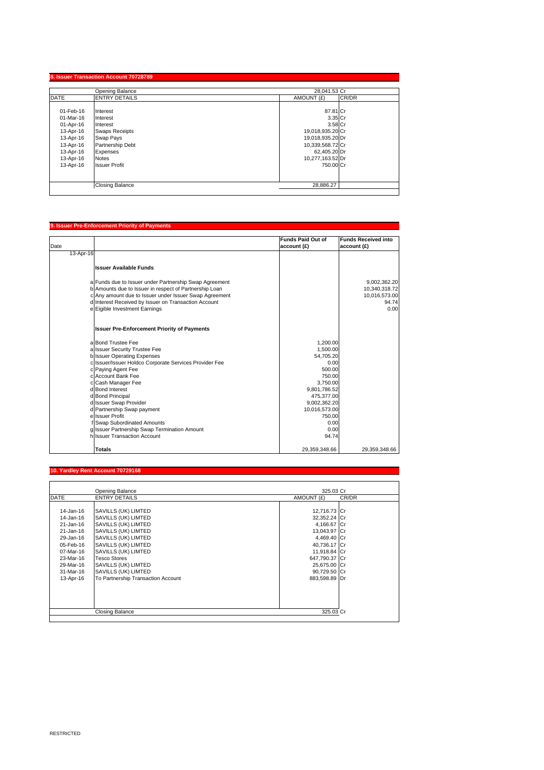## 8. Issuer Transaction Account 70728789

| DATE | ENTRY DETAILS | AMOUNT (£) | CR/DR |
|---|---|---|---|
| | Opening Balance | 28,041.53 | Cr |
| 01-Feb-16 | Interest | 87.81 | Cr |
| 01-Mar-16 | Interest | 3.35 | Cr |
| 01-Apr-16 | Interest | 3.58 | Cr |
| 13-Apr-16 | Swaps Receipts | 19,018,935.20 | Cr |
| 13-Apr-16 | Swap Pays | 19,018,935.20 | Dr |
| 13-Apr-16 | Partnership Debt | 10,339,568.72 | Cr |
| 13-Apr-16 | Expenses | 62,405.20 | Dr |
| 13-Apr-16 | Notes | 10,277,163.52 | Dr |
| 13-Apr-16 | Issuer Profit | 750.00 | Cr |
| | Closing Balance | 28,886.27 | |

## 9. Issuer Pre-Enforcement Priority of Payments

| Date | | | Funds Paid Out of account (£) | Funds Received into account (£) |
|---|---|---|---|---|
| 13-Apr-16 | | | | |
| | | **Issuer Available Funds** | | |
| | a | Funds due to Issuer under Partnership Swap Agreement | | 9,002,362.20 |
| | b | Amounts due to Issuer in respect of Partnership Loan | | 10,340,318.72 |
| | c | Any amount due to Issuer under Issuer Swap Agreement | | 10,016,573.00 |
| | d | Interest Received by Issuer on Transaction Account | | 94.74 |
| | e | Eigible Investment Earnings | | 0.00 |
| | | **Issuer Pre-Enforcement Priority of Payments** | | |
| | a | Bond Trustee Fee | 1,200.00 | |
| | a | Issuer Security Trustee Fee | 1,500.00 | |
| | b | Issuer Operating Expenses | 54,705.20 | |
| | c | Issuer/Issuer Holdco Corporate Services Provider Fee | 0.00 | |
| | c | Paying Agent Fee | 500.00 | |
| | c | Account Bank Fee | 750.00 | |
| | c | Cash Manager Fee | 3,750.00 | |
| | d | Bond Interest | 9,801,786.52 | |
| | d | Bond Principal | 475,377.00 | |
| | d | Issuer Swap Provider | 9,002,362.20 | |
| | d | Partnership Swap payment | 10,016,573.00 | |
| | e | Issuer Profit | 750.00 | |
| | f | Swap Subordinated Amounts | 0.00 | |
| | g | Issuer Partnership Swap Termination Amount | 0.00 | |
| | h | Issuer Transaction Account | 94.74 | |
| | | **Totals** | 29,359,348.66 | 29,359,348.66 |

## 10. Yardley Rent Account 70729168

| DATE | ENTRY DETAILS | AMOUNT (£) | CR/DR |
|---|---|---|---|
| | Opening Balance | 325.03 | Cr |
| 14-Jan-16 | SAVILLS (UK) LIMTED | 12,716.73 | Cr |
| 14-Jan-16 | SAVILLS (UK) LIMTED | 32,352.24 | Cr |
| 21-Jan-16 | SAVILLS (UK) LIMTED | 4,166.67 | Cr |
| 21-Jan-16 | SAVILLS (UK) LIMTED | 13,043.97 | Cr |
| 29-Jan-16 | SAVILLS (UK) LIMTED | 4,469.40 | Cr |
| 05-Feb-16 | SAVILLS (UK) LIMTED | 40,736.17 | Cr |
| 07-Mar-16 | SAVILLS (UK) LIMTED | 11,918.84 | Cr |
| 23-Mar-16 | Tesco Stores | 647,790.37 | Cr |
| 29-Mar-16 | SAVILLS (UK) LIMTED | 25,675.00 | Cr |
| 31-Mar-16 | SAVILLS (UK) LIMTED | 90,729.50 | Cr |
| 13-Apr-16 | To Partnership Transaction Account | 883,598.89 | Dr |
| | Closing Balance | 325.03 | Cr |

RESTRICTED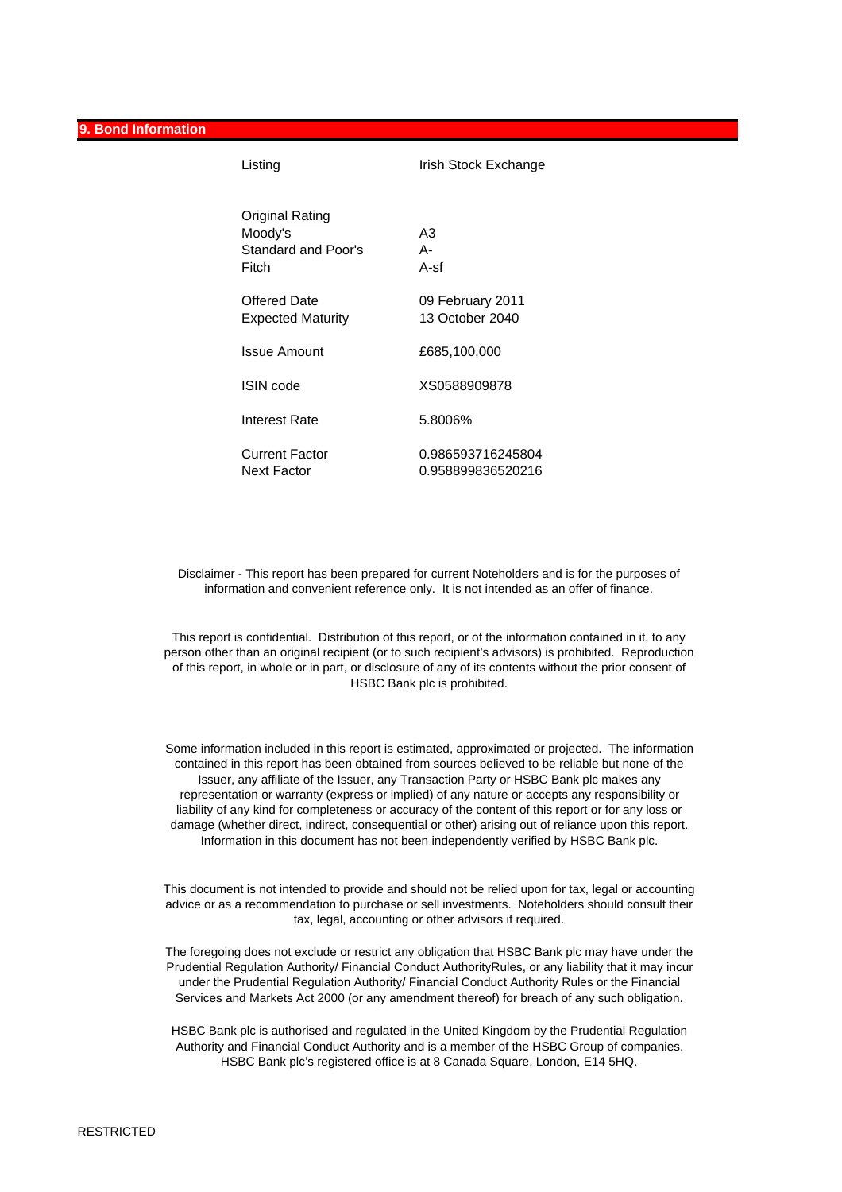## 9. Bond Information

| | |
|---|---|
| Listing | Irish Stock Exchange |
| Original Rating | |
| Moody's | A3 |
| Standard and Poor's | A- |
| Fitch | A-sf |
| Offered Date | 09 February 2011 |
| Expected Maturity | 13 October 2040 |
| Issue Amount | £685,100,000 |
| ISIN code | XS0588909878 |
| Interest Rate | 5.8006% |
| Current Factor | 0.986593716245804 |
| Next Factor | 0.958899836520216 |

Disclaimer - This report has been prepared for current Noteholders and is for the purposes of information and convenient reference only. It is not intended as an offer of finance.

This report is confidential. Distribution of this report, or of the information contained in it, to any person other than an original recipient (or to such recipient's advisors) is prohibited. Reproduction of this report, in whole or in part, or disclosure of any of its contents without the prior consent of HSBC Bank plc is prohibited.

Some information included in this report is estimated, approximated or projected. The information contained in this report has been obtained from sources believed to be reliable but none of the Issuer, any affiliate of the Issuer, any Transaction Party or HSBC Bank plc makes any representation or warranty (express or implied) of any nature or accepts any responsibility or liability of any kind for completeness or accuracy of the content of this report or for any loss or damage (whether direct, indirect, consequential or other) arising out of reliance upon this report. Information in this document has not been independently verified by HSBC Bank plc.

This document is not intended to provide and should not be relied upon for tax, legal or accounting advice or as a recommendation to purchase or sell investments. Noteholders should consult their tax, legal, accounting or other advisors if required.

The foregoing does not exclude or restrict any obligation that HSBC Bank plc may have under the Prudential Regulation Authority/ Financial Conduct AuthorityRules, or any liability that it may incur under the Prudential Regulation Authority/ Financial Conduct Authority Rules or the Financial Services and Markets Act 2000 (or any amendment thereof) for breach of any such obligation.

HSBC Bank plc is authorised and regulated in the United Kingdom by the Prudential Regulation Authority and Financial Conduct Authority and is a member of the HSBC Group of companies. HSBC Bank plc's registered office is at 8 Canada Square, London, E14 5HQ.

RESTRICTED